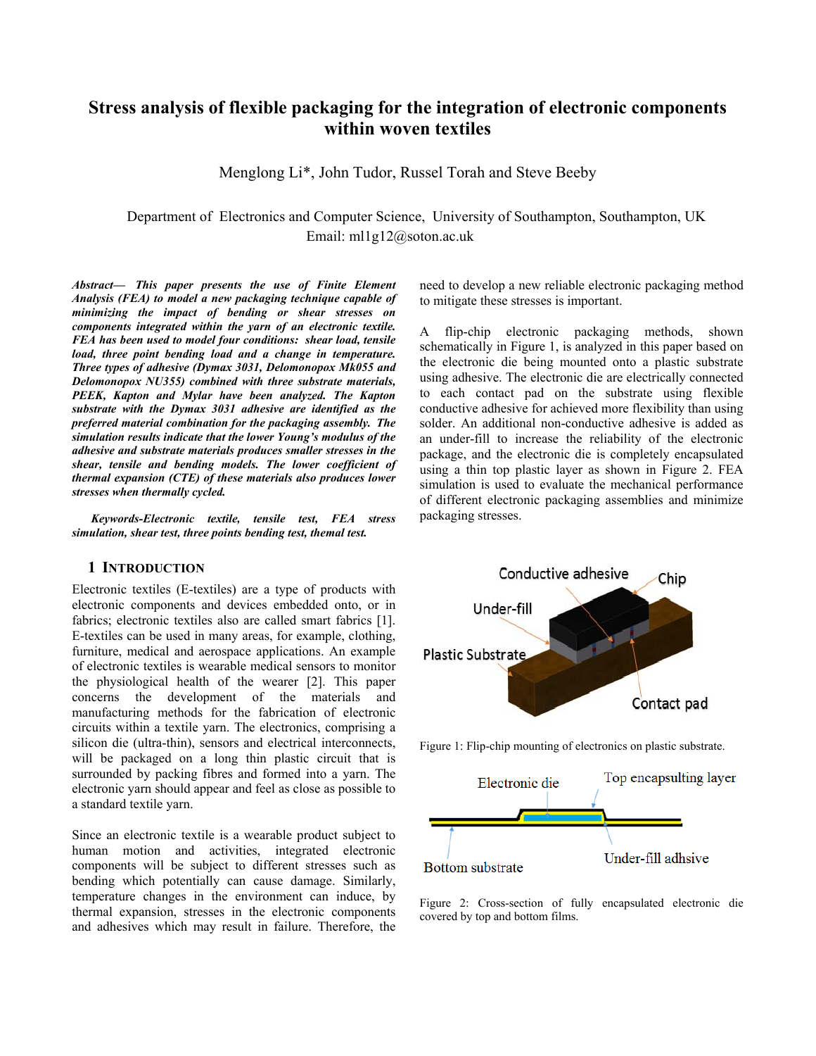# Stress analysis of flexible packaging for the integration of electronic components within woven textiles

Menglong Li*, John Tudor, Russel Torah and Steve Beeby

Department of Electronics and Computer Science, University of Southampton, Southampton, UK
Email: ml1g12@soton.ac.uk

***Abstract*— This paper presents the use of Finite Element Analysis (FEA) to model a new packaging technique capable of minimizing the impact of bending or shear stresses on components integrated within the yarn of an electronic textile. FEA has been used to model four conditions: shear load, tensile load, three point bending load and a change in temperature. Three types of adhesive (Dymax 3031, Delomonopox Mk055 and Delomonopox NU355) combined with three substrate materials, PEEK, Kapton and Mylar have been analyzed. The Kapton substrate with the Dymax 3031 adhesive are identified as the preferred material combination for the packaging assembly. The simulation results indicate that the lower Young's modulus of the adhesive and substrate materials produces smaller stresses in the shear, tensile and bending models. The lower coefficient of thermal expansion (CTE) of these materials also produces lower stresses when thermally cycled.**

***Keywords*-Electronic textile, tensile test, FEA stress simulation, shear test, three points bending test, thermal test.**

## 1 Introduction

Electronic textiles (E-textiles) are a type of products with electronic components and devices embedded onto, or in fabrics; electronic textiles also are called smart fabrics [1]. E-textiles can be used in many areas, for example, clothing, furniture, medical and aerospace applications. An example of electronic textiles is wearable medical sensors to monitor the physiological health of the wearer [2]. This paper concerns the development of the materials and manufacturing methods for the fabrication of electronic circuits within a textile yarn. The electronics, comprising a silicon die (ultra-thin), sensors and electrical interconnects, will be packaged on a long thin plastic circuit that is surrounded by packing fibres and formed into a yarn. The electronic yarn should appear and feel as close as possible to a standard textile yarn.

Since an electronic textile is a wearable product subject to human motion and activities, integrated electronic components will be subject to different stresses such as bending which potentially can cause damage. Similarly, temperature changes in the environment can induce, by thermal expansion, stresses in the electronic components and adhesives which may result in failure. Therefore, the need to develop a new reliable electronic packaging method to mitigate these stresses is important.

A flip-chip electronic packaging methods, shown schematically in Figure 1, is analyzed in this paper based on the electronic die being mounted onto a plastic substrate using adhesive. The electronic die are electrically connected to each contact pad on the substrate using flexible conductive adhesive for achieved more flexibility than using solder. An additional non-conductive adhesive is added as an under-fill to increase the reliability of the electronic package, and the electronic die is completely encapsulated using a thin top plastic layer as shown in Figure 2. FEA simulation is used to evaluate the mechanical performance of different electronic packaging assemblies and minimize packaging stresses.

Figure 1: Flip-chip mounting of electronics on plastic substrate.

Figure 2: Cross-section of fully encapsulated electronic die covered by top and bottom films.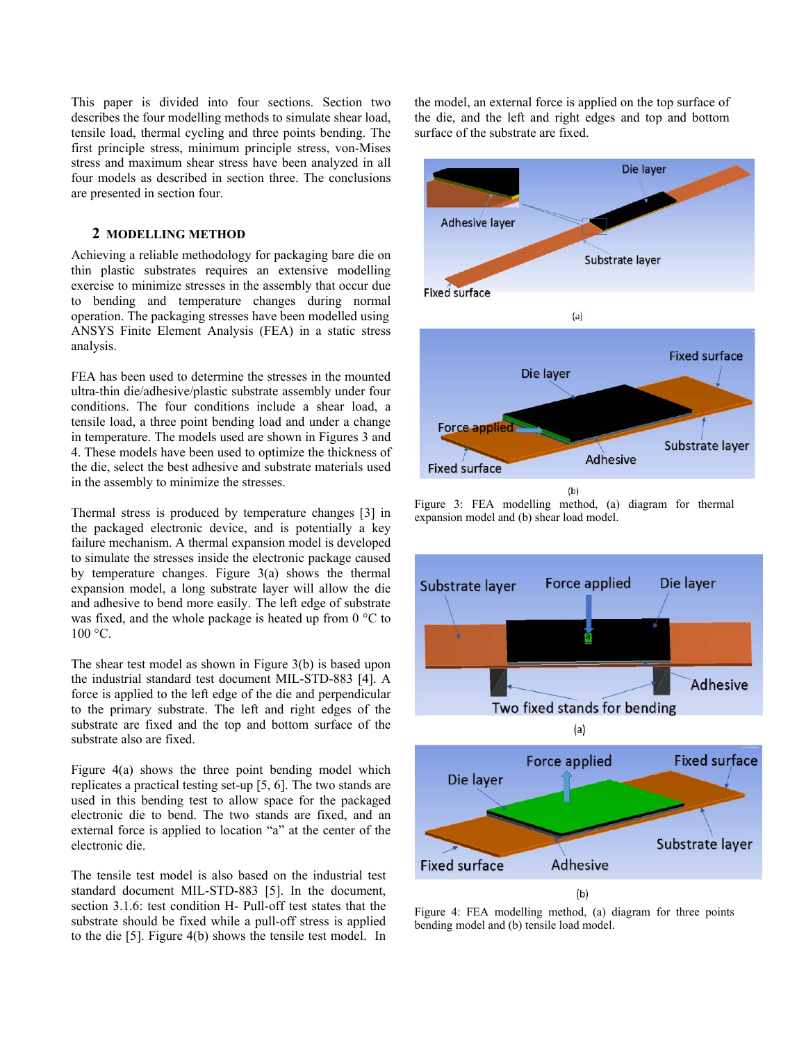This paper is divided into four sections. Section two describes the four modelling methods to simulate shear load, tensile load, thermal cycling and three points bending. The first principle stress, minimum principle stress, von-Mises stress and maximum shear stress have been analyzed in all four models as described in section three. The conclusions are presented in section four.

## 2 MODELLING METHOD

Achieving a reliable methodology for packaging bare die on thin plastic substrates requires an extensive modelling exercise to minimize stresses in the assembly that occur due to bending and temperature changes during normal operation. The packaging stresses have been modelled using ANSYS Finite Element Analysis (FEA) in a static stress analysis.

FEA has been used to determine the stresses in the mounted ultra-thin die/adhesive/plastic substrate assembly under four conditions. The four conditions include a shear load, a tensile load, a three point bending load and under a change in temperature. The models used are shown in Figures 3 and 4. These models have been used to optimize the thickness of the die, select the best adhesive and substrate materials used in the assembly to minimize the stresses.

Thermal stress is produced by temperature changes [3] in the packaged electronic device, and is potentially a key failure mechanism. A thermal expansion model is developed to simulate the stresses inside the electronic package caused by temperature changes. Figure 3(a) shows the thermal expansion model, a long substrate layer will allow the die and adhesive to bend more easily. The left edge of substrate was fixed, and the whole package is heated up from 0 °C to 100 °C.

The shear test model as shown in Figure 3(b) is based upon the industrial standard test document MIL-STD-883 [4]. A force is applied to the left edge of the die and perpendicular to the primary substrate. The left and right edges of the substrate are fixed and the top and bottom surface of the substrate also are fixed.

Figure 4(a) shows the three point bending model which replicates a practical testing set-up [5, 6]. The two stands are used in this bending test to allow space for the packaged electronic die to bend. The two stands are fixed, and an external force is applied to location "a" at the center of the electronic die.

The tensile test model is also based on the industrial test standard document MIL-STD-883 [5]. In the document, section 3.1.6: test condition H- Pull-off test states that the substrate should be fixed while a pull-off stress is applied to the die [5]. Figure 4(b) shows the tensile test model. In the model, an external force is applied on the top surface of the die, and the left and right edges and top and bottom surface of the substrate are fixed.

Figure 3: FEA modelling method, (a) diagram for thermal expansion model and (b) shear load model.

Figure 4: FEA modelling method, (a) diagram for three points bending model and (b) tensile load model.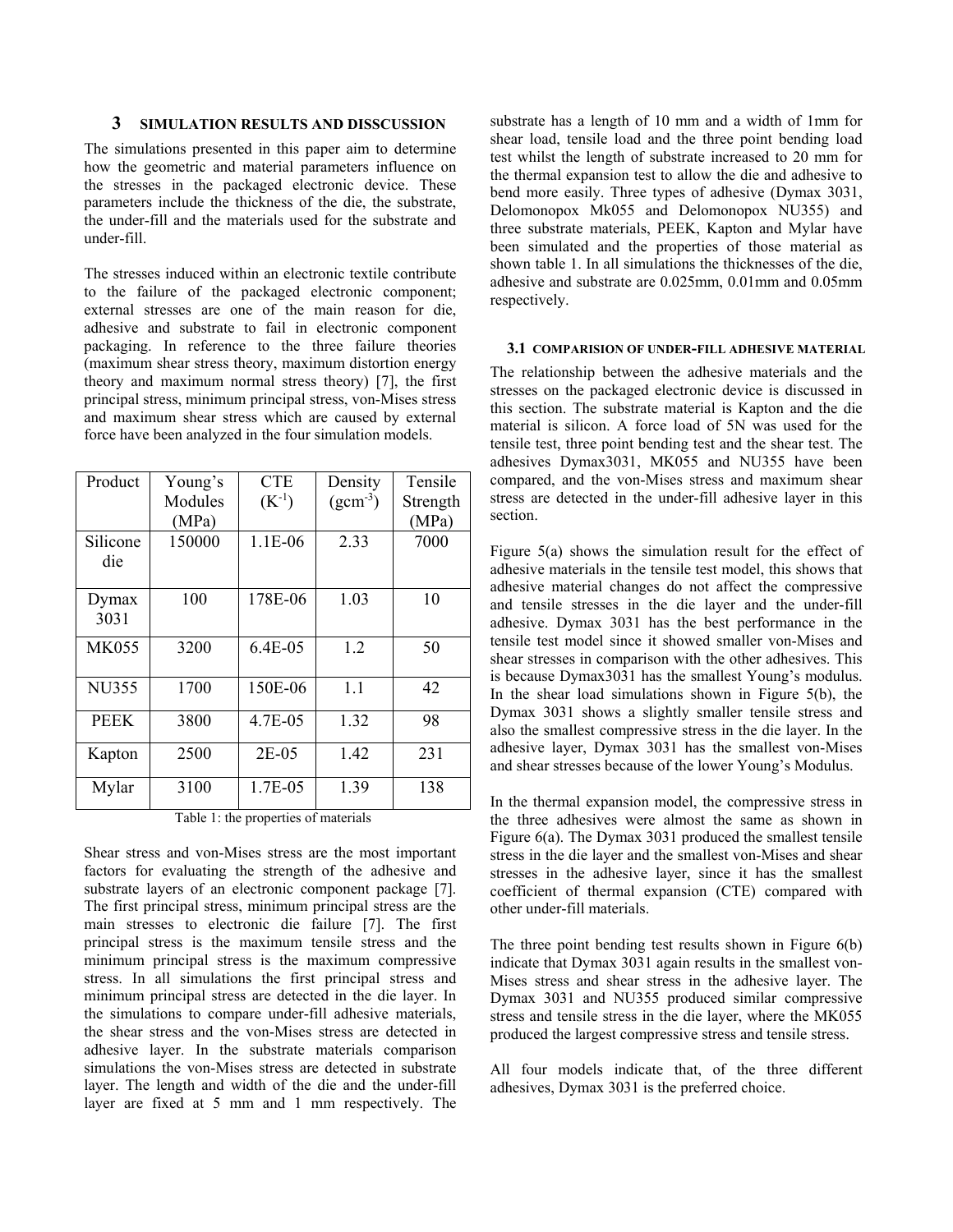## 3 SIMULATION RESULTS AND DISSCUSSION

The simulations presented in this paper aim to determine how the geometric and material parameters influence on the stresses in the packaged electronic device. These parameters include the thickness of the die, the substrate, the under-fill and the materials used for the substrate and under-fill.

The stresses induced within an electronic textile contribute to the failure of the packaged electronic component; external stresses are one of the main reason for die, adhesive and substrate to fail in electronic component packaging. In reference to the three failure theories (maximum shear stress theory, maximum distortion energy theory and maximum normal stress theory) [7], the first principal stress, minimum principal stress, von-Mises stress and maximum shear stress which are caused by external force have been analyzed in the four simulation models.

| Product | Young's Modules (MPa) | CTE ($K^{-1}$) | Density ($gcm^{-3}$) | Tensile Strength (MPa) |
|---|---|---|---|---|
| Silicone die | 150000 | 1.1E-06 | 2.33 | 7000 |
| Dymax 3031 | 100 | 178E-06 | 1.03 | 10 |
| MK055 | 3200 | 6.4E-05 | 1.2 | 50 |
| NU355 | 1700 | 150E-06 | 1.1 | 42 |
| PEEK | 3800 | 4.7E-05 | 1.32 | 98 |
| Kapton | 2500 | 2E-05 | 1.42 | 231 |
| Mylar | 3100 | 1.7E-05 | 1.39 | 138 |

Table 1: the properties of materials

Shear stress and von-Mises stress are the most important factors for evaluating the strength of the adhesive and substrate layers of an electronic component package [7]. The first principal stress, minimum principal stress are the main stresses to electronic die failure [7]. The first principal stress is the maximum tensile stress and the minimum principal stress is the maximum compressive stress. In all simulations the first principal stress and minimum principal stress are detected in the die layer. In the simulations to compare under-fill adhesive materials, the shear stress and the von-Mises stress are detected in adhesive layer. In the substrate materials comparison simulations the von-Mises stress are detected in substrate layer. The length and width of the die and the under-fill layer are fixed at 5 mm and 1 mm respectively. The substrate has a length of 10 mm and a width of 1mm for shear load, tensile load and the three point bending load test whilst the length of substrate increased to 20 mm for the thermal expansion test to allow the die and adhesive to bend more easily. Three types of adhesive (Dymax 3031, Delomonopox Mk055 and Delomonopox NU355) and three substrate materials, PEEK, Kapton and Mylar have been simulated and the properties of those material as shown table 1. In all simulations the thicknesses of the die, adhesive and substrate are 0.025mm, 0.01mm and 0.05mm respectively.

### 3.1 COMPARISION OF UNDER-FILL ADHESIVE MATERIAL

The relationship between the adhesive materials and the stresses on the packaged electronic device is discussed in this section. The substrate material is Kapton and the die material is silicon. A force load of 5N was used for the tensile test, three point bending test and the shear test. The adhesives Dymax3031, MK055 and NU355 have been compared, and the von-Mises stress and maximum shear stress are detected in the under-fill adhesive layer in this section.

Figure 5(a) shows the simulation result for the effect of adhesive materials in the tensile test model, this shows that adhesive material changes do not affect the compressive and tensile stresses in the die layer and the under-fill adhesive. Dymax 3031 has the best performance in the tensile test model since it showed smaller von-Mises and shear stresses in comparison with the other adhesives. This is because Dymax3031 has the smallest Young's modulus. In the shear load simulations shown in Figure 5(b), the Dymax 3031 shows a slightly smaller tensile stress and also the smallest compressive stress in the die layer. In the adhesive layer, Dymax 3031 has the smallest von-Mises and shear stresses because of the lower Young's Modulus.

In the thermal expansion model, the compressive stress in the three adhesives were almost the same as shown in Figure 6(a). The Dymax 3031 produced the smallest tensile stress in the die layer and the smallest von-Mises and shear stresses in the adhesive layer, since it has the smallest coefficient of thermal expansion (CTE) compared with other under-fill materials.

The three point bending test results shown in Figure 6(b) indicate that Dymax 3031 again results in the smallest von-Mises stress and shear stress in the adhesive layer. The Dymax 3031 and NU355 produced similar compressive stress and tensile stress in the die layer, where the MK055 produced the largest compressive stress and tensile stress.

All four models indicate that, of the three different adhesives, Dymax 3031 is the preferred choice.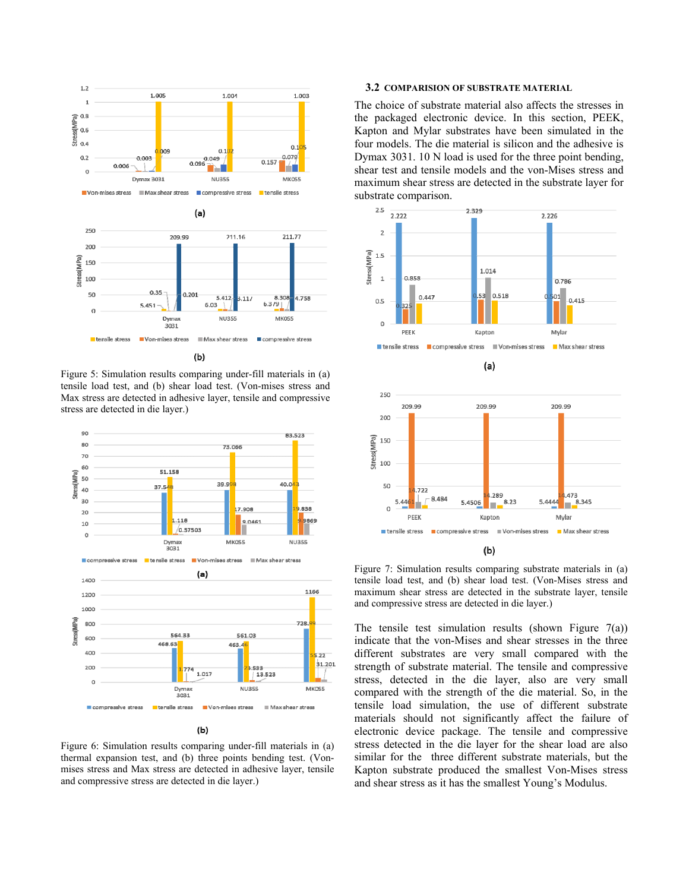Figure 5: Simulation results comparing under-fill materials in (a) tensile load test, and (b) shear load test. (Von-mises stress and Max stress are detected in adhesive layer, tensile and compressive stress are detected in die layer.)

Figure 6: Simulation results comparing under-fill materials in (a) thermal expansion test, and (b) three points bending test. (Von-mises stress and Max stress are detected in adhesive layer, tensile and compressive stress are detected in die layer.)

### 3.2 COMPARISION OF SUBSTRATE MATERIAL

The choice of substrate material also affects the stresses in the packaged electronic device. In this section, PEEK, Kapton and Mylar substrates have been simulated in the four models. The die material is silicon and the adhesive is Dymax 3031. 10 N load is used for the three point bending, shear test and tensile models and the von-Mises stress and maximum shear stress are detected in the substrate layer for substrate comparison.

Figure 7: Simulation results comparing substrate materials in (a) tensile load test, and (b) shear load test. (Von-Mises stress and maximum shear stress are detected in the substrate layer, tensile and compressive stress are detected in die layer.)

The tensile test simulation results (shown Figure 7(a)) indicate that the von-Mises and shear stresses in the three different substrates are very small compared with the strength of substrate material. The tensile and compressive stress, detected in the die layer, also are very small compared with the strength of the die material. So, in the tensile load simulation, the use of different substrate materials should not significantly affect the failure of electronic device package. The tensile and compressive stress detected in the die layer for the shear load are also similar for the three different substrate materials, but the Kapton substrate produced the smallest Von-Mises stress and shear stress as it has the smallest Young's Modulus.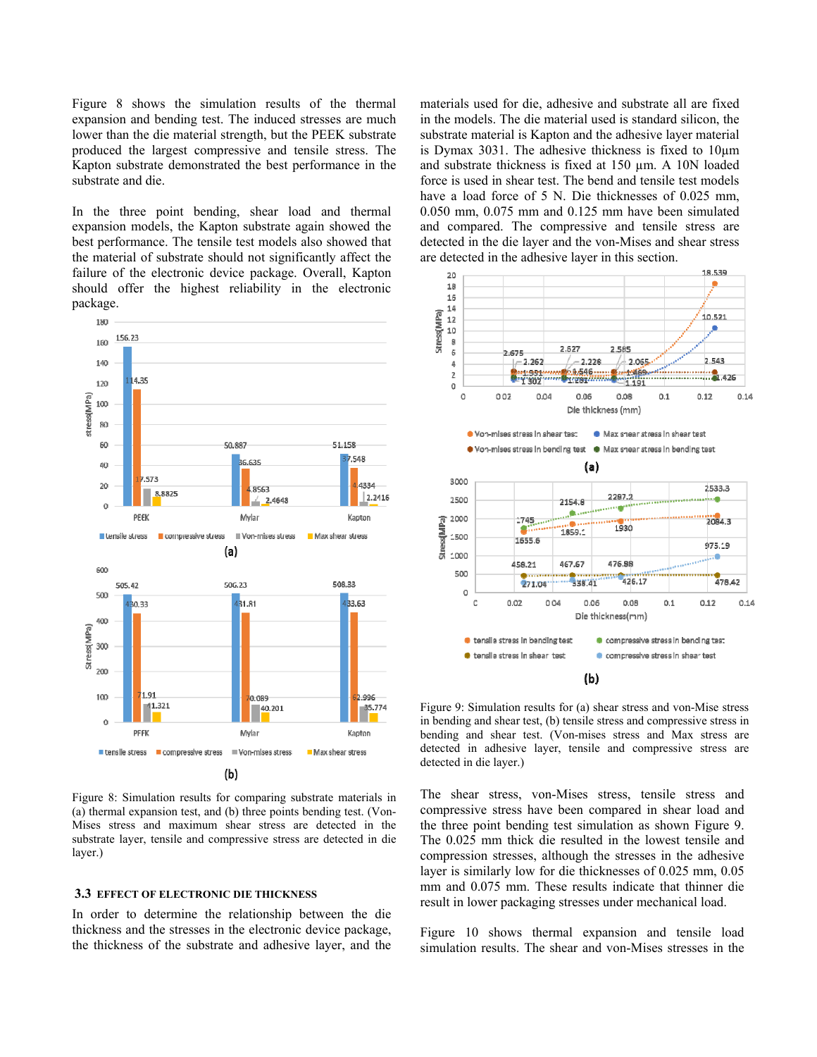Figure 8 shows the simulation results of the thermal expansion and bending test. The induced stresses are much lower than the die material strength, but the PEEK substrate produced the largest compressive and tensile stress. The Kapton substrate demonstrated the best performance in the substrate and die.

In the three point bending, shear load and thermal expansion models, the Kapton substrate again showed the best performance. The tensile test models also showed that the material of substrate should not significantly affect the failure of the electronic device package. Overall, Kapton should offer the highest reliability in the electronic package.

Figure 8: Simulation results for comparing substrate materials in (a) thermal expansion test, and (b) three points bending test. (Von-Mises stress and maximum shear stress are detected in the substrate layer, tensile and compressive stress are detected in die layer.)

### 3.3 EFFECT OF ELECTRONIC DIE THICKNESS

In order to determine the relationship between the die thickness and the stresses in the electronic device package, the thickness of the substrate and adhesive layer, and the materials used for die, adhesive and substrate all are fixed in the models. The die material used is standard silicon, the substrate material is Kapton and the adhesive layer material is Dymax 3031. The adhesive thickness is fixed to 10µm and substrate thickness is fixed at 150 µm. A 10N loaded force is used in shear test. The bend and tensile test models have a load force of 5 N. Die thicknesses of 0.025 mm, 0.050 mm, 0.075 mm and 0.125 mm have been simulated and compared. The compressive and tensile stress are detected in the die layer and the von-Mises and shear stress are detected in the adhesive layer in this section.

Figure 9: Simulation results for (a) shear stress and von-Mise stress in bending and shear test, (b) tensile stress and compressive stress in bending and shear test. (Von-mises stress and Max stress are detected in adhesive layer, tensile and compressive stress are detected in die layer.)

The shear stress, von-Mises stress, tensile stress and compressive stress have been compared in shear load and the three point bending test simulation as shown Figure 9. The 0.025 mm thick die resulted in the lowest tensile and compression stresses, although the stresses in the adhesive layer is similarly low for die thicknesses of 0.025 mm, 0.05 mm and 0.075 mm. These results indicate that thinner die result in lower packaging stresses under mechanical load.

Figure 10 shows thermal expansion and tensile load simulation results. The shear and von-Mises stresses in the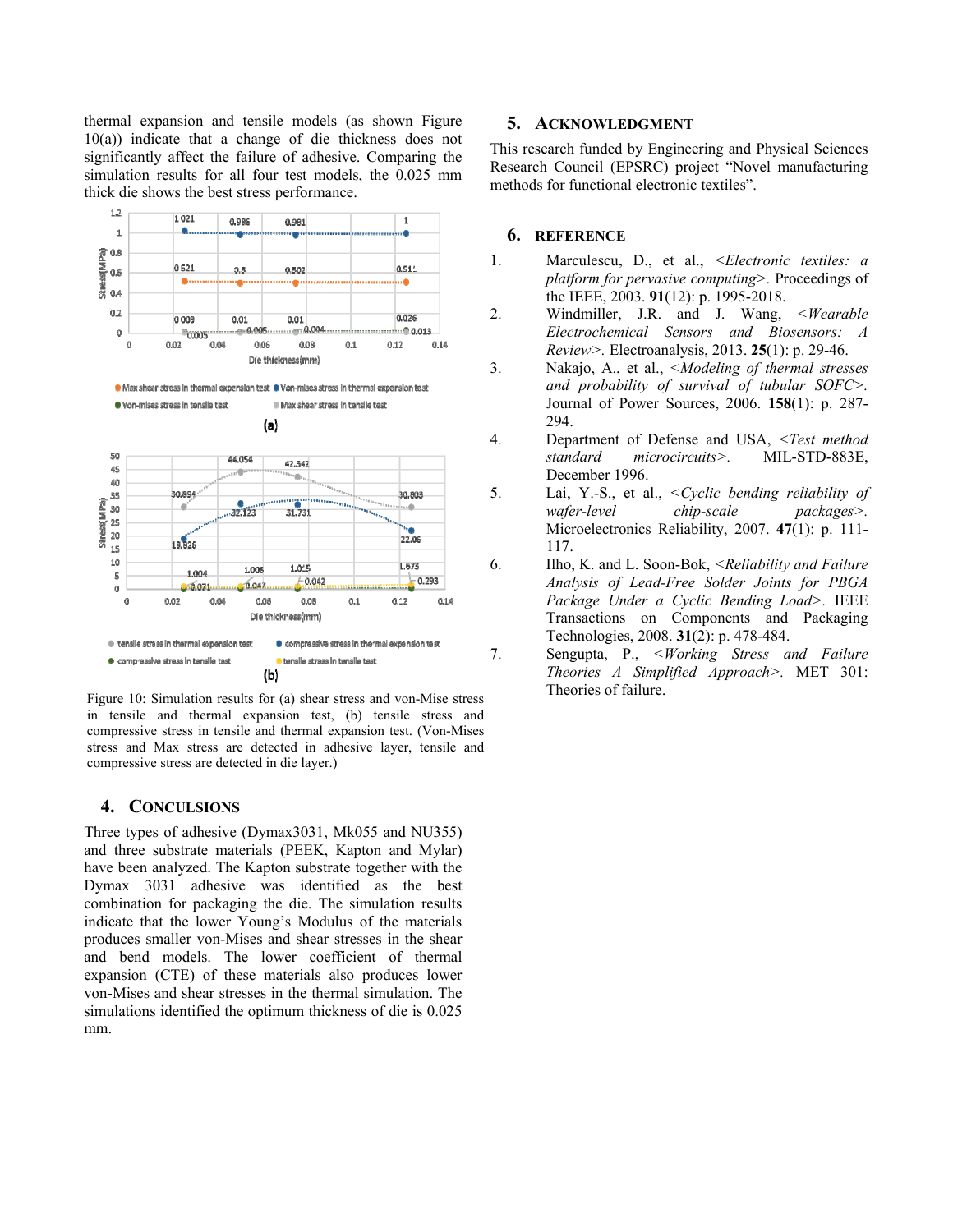thermal expansion and tensile models (as shown Figure 10(a)) indicate that a change of die thickness does not significantly affect the failure of adhesive. Comparing the simulation results for all four test models, the 0.025 mm thick die shows the best stress performance.

1.2
1
0.8
0.6
0.4
0.2
0
Stress(MPa)
1.021
0.986
0.981
1
0.521
0.5
0.502
0.511
0.009
0.01
0.01
0.026
0.005
0.005
0.004
0.013
0
0.02
0.04
0.06
0.08
0.1
0.12
0.14
Die thickness(mm)

Max shear stress in thermal expansion test
Von-mises stress in thermal expansion test
Von-mises stress in tensile test
Max shear stress in tensile test

(a)

50
45
40
35
30
25
20
15
10
5
0
Stress(MPa)
44.054
42.342
30.894
30.803
32.123
31.731
18.826
22.06
1.004
1.008
1.015
1.673
0.071
0.047
0.042
0.293
0
0.02
0.04
0.06
0.08
0.1
0.12
0.14
Die thickness(mm)

tensile stress in thermal expansion test
compressive stress in thermal expansion test
compressive stress in tensile test
tensile stress in tensile test

(b)

Figure 10: Simulation results for (a) shear stress and von-Mise stress in tensile and thermal expansion test, (b) tensile stress and compressive stress in tensile and thermal expansion test. (Von-Mises stress and Max stress are detected in adhesive layer, tensile and compressive stress are detected in die layer.)

## 4. Conclusions

Three types of adhesive (Dymax3031, Mk055 and NU355) and three substrate materials (PEEK, Kapton and Mylar) have been analyzed. The Kapton substrate together with the Dymax 3031 adhesive was identified as the best combination for packaging the die. The simulation results indicate that the lower Young's Modulus of the materials produces smaller von-Mises and shear stresses in the shear and bend models. The lower coefficient of thermal expansion (CTE) of these materials also produces lower von-Mises and shear stresses in the thermal simulation. The simulations identified the optimum thickness of die is 0.025 mm.

## 5. Acknowledgment

This research funded by Engineering and Physical Sciences Research Council (EPSRC) project "Novel manufacturing methods for functional electronic textiles".

## 6. Reference

1. Marculescu, D., et al., <*Electronic textiles: a platform for pervasive computing*>. Proceedings of the IEEE, 2003. **91**(12): p. 1995-2018.
2. Windmiller, J.R. and J. Wang, <*Wearable Electrochemical Sensors and Biosensors: A Review*>. Electroanalysis, 2013. **25**(1): p. 29-46.
3. Nakajo, A., et al., <*Modeling of thermal stresses and probability of survival of tubular SOFC*>. Journal of Power Sources, 2006. **158**(1): p. 287-294.
4. Department of Defense and USA, <*Test method standard microcircuits*>. MIL-STD-883E, December 1996.
5. Lai, Y.-S., et al., <*Cyclic bending reliability of wafer-level chip-scale packages*>. Microelectronics Reliability, 2007. **47**(1): p. 111-117.
6. Ilho, K. and L. Soon-Bok, <*Reliability and Failure Analysis of Lead-Free Solder Joints for PBGA Package Under a Cyclic Bending Load*>. IEEE Transactions on Components and Packaging Technologies, 2008. **31**(2): p. 478-484.
7. Sengupta, P., <*Working Stress and Failure Theories A Simplified Approach*>. MET 301: Theories of failure.